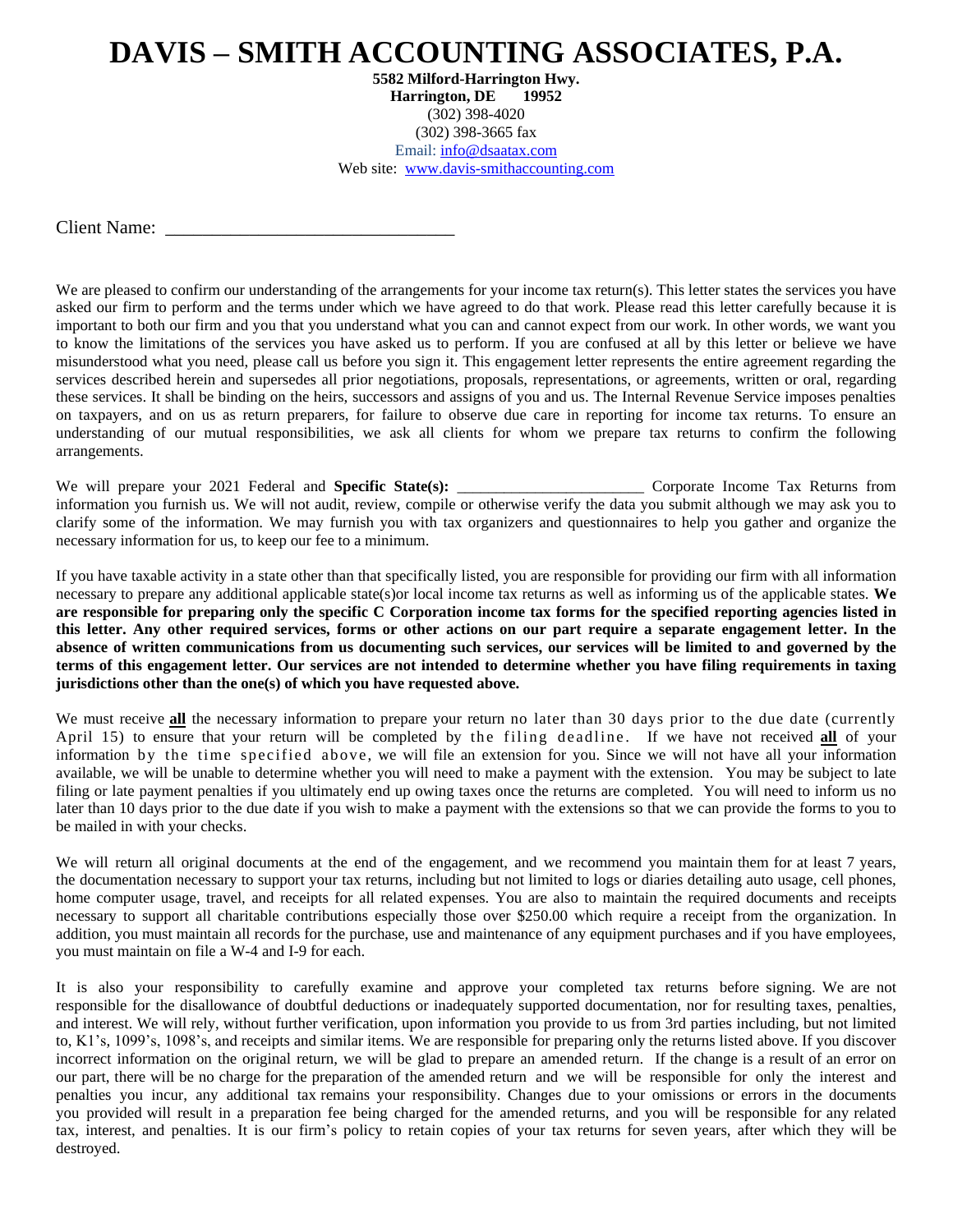# DAVIS – SMITH ACCOUNTING ASSOCIATES, P.A.

**5582 Milford-Harrington Hwy.**
**Harrington, DE 19952**
(302) 398-4020
(302) 398-3665 fax
Email: info@dsaatax.com
Web site: www.davis-smithaccounting.com

Client Name: _______________________________

We are pleased to confirm our understanding of the arrangements for your income tax return(s). This letter states the services you have asked our firm to perform and the terms under which we have agreed to do that work. Please read this letter carefully because it is important to both our firm and you that you understand what you can and cannot expect from our work. In other words, we want you to know the limitations of the services you have asked us to perform. If you are confused at all by this letter or believe we have misunderstood what you need, please call us before you sign it. This engagement letter represents the entire agreement regarding the services described herein and supersedes all prior negotiations, proposals, representations, or agreements, written or oral, regarding these services. It shall be binding on the heirs, successors and assigns of you and us. The Internal Revenue Service imposes penalties on taxpayers, and on us as return preparers, for failure to observe due care in reporting for income tax returns. To ensure an understanding of our mutual responsibilities, we ask all clients for whom we prepare tax returns to confirm the following arrangements.

We will prepare your 2021 Federal and **Specific State(s):** ________________________ Corporate Income Tax Returns from information you furnish us. We will not audit, review, compile or otherwise verify the data you submit although we may ask you to clarify some of the information. We may furnish you with tax organizers and questionnaires to help you gather and organize the necessary information for us, to keep our fee to a minimum.

If you have taxable activity in a state other than that specifically listed, you are responsible for providing our firm with all information necessary to prepare any additional applicable state(s)or local income tax returns as well as informing us of the applicable states. **We are responsible for preparing only the specific C Corporation income tax forms for the specified reporting agencies listed in this letter. Any other required services, forms or other actions on our part require a separate engagement letter. In the absence of written communications from us documenting such services, our services will be limited to and governed by the terms of this engagement letter. Our services are not intended to determine whether you have filing requirements in taxing jurisdictions other than the one(s) of which you have requested above.**

We must receive **all** the necessary information to prepare your return no later than 30 days prior to the due date (currently April 15) to ensure that your return will be completed by the filing deadline. If we have not received **all** of your information by the time specified above, we will file an extension for you. Since we will not have all your information available, we will be unable to determine whether you will need to make a payment with the extension. You may be subject to late filing or late payment penalties if you ultimately end up owing taxes once the returns are completed. You will need to inform us no later than 10 days prior to the due date if you wish to make a payment with the extensions so that we can provide the forms to you to be mailed in with your checks.

We will return all original documents at the end of the engagement, and we recommend you maintain them for at least 7 years, the documentation necessary to support your tax returns, including but not limited to logs or diaries detailing auto usage, cell phones, home computer usage, travel, and receipts for all related expenses. You are also to maintain the required documents and receipts necessary to support all charitable contributions especially those over $250.00 which require a receipt from the organization. In addition, you must maintain all records for the purchase, use and maintenance of any equipment purchases and if you have employees, you must maintain on file a W-4 and I-9 for each.

It is also your responsibility to carefully examine and approve your completed tax returns before signing. We are not responsible for the disallowance of doubtful deductions or inadequately supported documentation, nor for resulting taxes, penalties, and interest. We will rely, without further verification, upon information you provide to us from 3rd parties including, but not limited to, K1's, 1099's, 1098's, and receipts and similar items. We are responsible for preparing only the returns listed above. If you discover incorrect information on the original return, we will be glad to prepare an amended return. If the change is a result of an error on our part, there will be no charge for the preparation of the amended return and we will be responsible for only the interest and penalties you incur, any additional tax remains your responsibility. Changes due to your omissions or errors in the documents you provided will result in a preparation fee being charged for the amended returns, and you will be responsible for any related tax, interest, and penalties. It is our firm's policy to retain copies of your tax returns for seven years, after which they will be destroyed.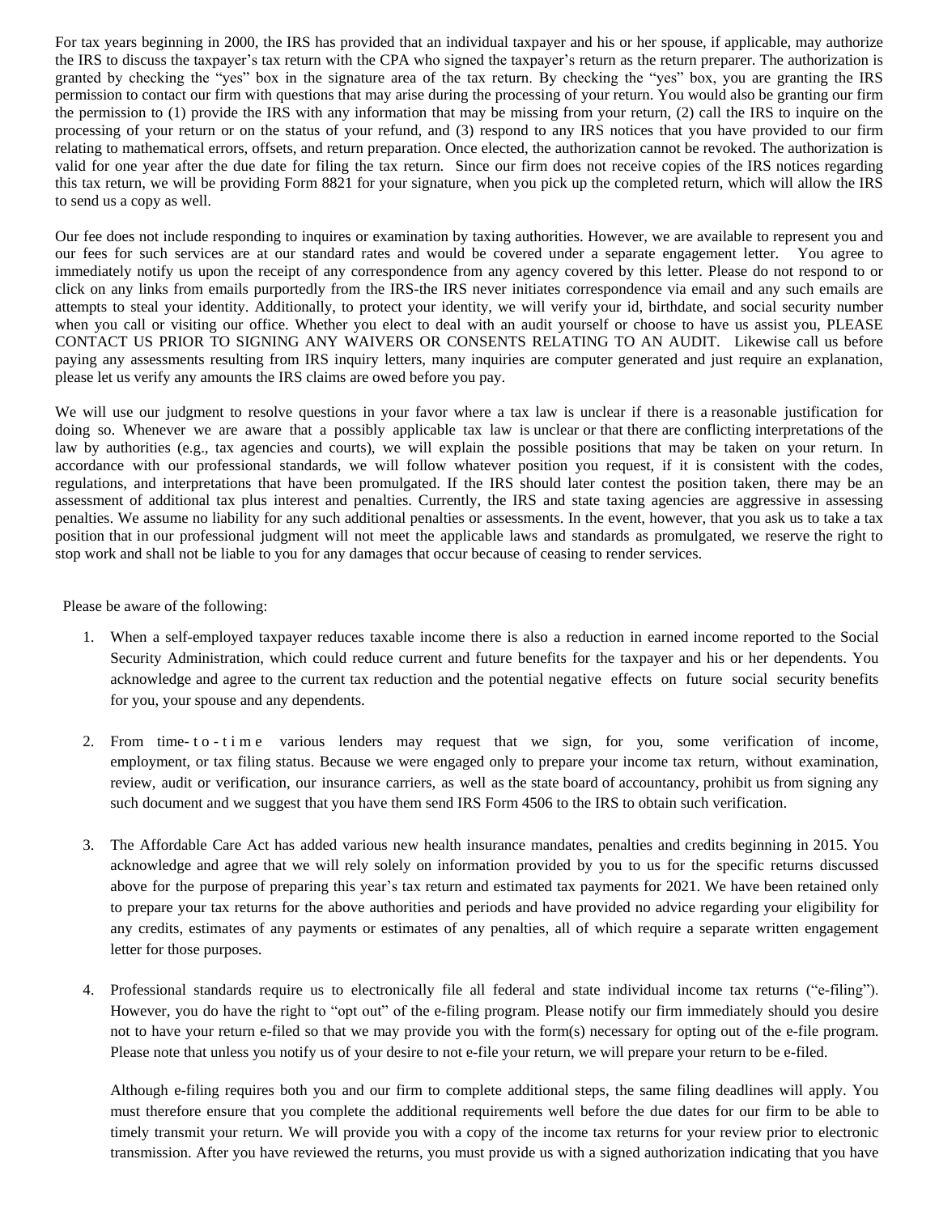For tax years beginning in 2000, the IRS has provided that an individual taxpayer and his or her spouse, if applicable, may authorize the IRS to discuss the taxpayer's tax return with the CPA who signed the taxpayer's return as the return preparer. The authorization is granted by checking the "yes" box in the signature area of the tax return. By checking the "yes" box, you are granting the IRS permission to contact our firm with questions that may arise during the processing of your return. You would also be granting our firm the permission to (1) provide the IRS with any information that may be missing from your return, (2) call the IRS to inquire on the processing of your return or on the status of your refund, and (3) respond to any IRS notices that you have provided to our firm relating to mathematical errors, offsets, and return preparation. Once elected, the authorization cannot be revoked. The authorization is valid for one year after the due date for filing the tax return. Since our firm does not receive copies of the IRS notices regarding this tax return, we will be providing Form 8821 for your signature, when you pick up the completed return, which will allow the IRS to send us a copy as well.

Our fee does not include responding to inquires or examination by taxing authorities. However, we are available to represent you and our fees for such services are at our standard rates and would be covered under a separate engagement letter. You agree to immediately notify us upon the receipt of any correspondence from any agency covered by this letter. Please do not respond to or click on any links from emails purportedly from the IRS-the IRS never initiates correspondence via email and any such emails are attempts to steal your identity. Additionally, to protect your identity, we will verify your id, birthdate, and social security number when you call or visiting our office. Whether you elect to deal with an audit yourself or choose to have us assist you, PLEASE CONTACT US PRIOR TO SIGNING ANY WAIVERS OR CONSENTS RELATING TO AN AUDIT. Likewise call us before paying any assessments resulting from IRS inquiry letters, many inquiries are computer generated and just require an explanation, please let us verify any amounts the IRS claims are owed before you pay.

We will use our judgment to resolve questions in your favor where a tax law is unclear if there is a reasonable justification for doing so. Whenever we are aware that a possibly applicable tax law is unclear or that there are conflicting interpretations of the law by authorities (e.g., tax agencies and courts), we will explain the possible positions that may be taken on your return. In accordance with our professional standards, we will follow whatever position you request, if it is consistent with the codes, regulations, and interpretations that have been promulgated. If the IRS should later contest the position taken, there may be an assessment of additional tax plus interest and penalties. Currently, the IRS and state taxing agencies are aggressive in assessing penalties. We assume no liability for any such additional penalties or assessments. In the event, however, that you ask us to take a tax position that in our professional judgment will not meet the applicable laws and standards as promulgated, we reserve the right to stop work and shall not be liable to you for any damages that occur because of ceasing to render services.

Please be aware of the following:

1. When a self-employed taxpayer reduces taxable income there is also a reduction in earned income reported to the Social Security Administration, which could reduce current and future benefits for the taxpayer and his or her dependents. You acknowledge and agree to the current tax reduction and the potential negative effects on future social security benefits for you, your spouse and any dependents.

2. From time-to-time various lenders may request that we sign, for you, some verification of income, employment, or tax filing status. Because we were engaged only to prepare your income tax return, without examination, review, audit or verification, our insurance carriers, as well as the state board of accountancy, prohibit us from signing any such document and we suggest that you have them send IRS Form 4506 to the IRS to obtain such verification.

3. The Affordable Care Act has added various new health insurance mandates, penalties and credits beginning in 2015. You acknowledge and agree that we will rely solely on information provided by you to us for the specific returns discussed above for the purpose of preparing this year's tax return and estimated tax payments for 2021. We have been retained only to prepare your tax returns for the above authorities and periods and have provided no advice regarding your eligibility for any credits, estimates of any payments or estimates of any penalties, all of which require a separate written engagement letter for those purposes.

4. Professional standards require us to electronically file all federal and state individual income tax returns ("e-filing"). However, you do have the right to "opt out" of the e-filing program. Please notify our firm immediately should you desire not to have your return e-filed so that we may provide you with the form(s) necessary for opting out of the e-file program. Please note that unless you notify us of your desire to not e-file your return, we will prepare your return to be e-filed.

   Although e-filing requires both you and our firm to complete additional steps, the same filing deadlines will apply. You must therefore ensure that you complete the additional requirements well before the due dates for our firm to be able to timely transmit your return. We will provide you with a copy of the income tax returns for your review prior to electronic transmission. After you have reviewed the returns, you must provide us with a signed authorization indicating that you have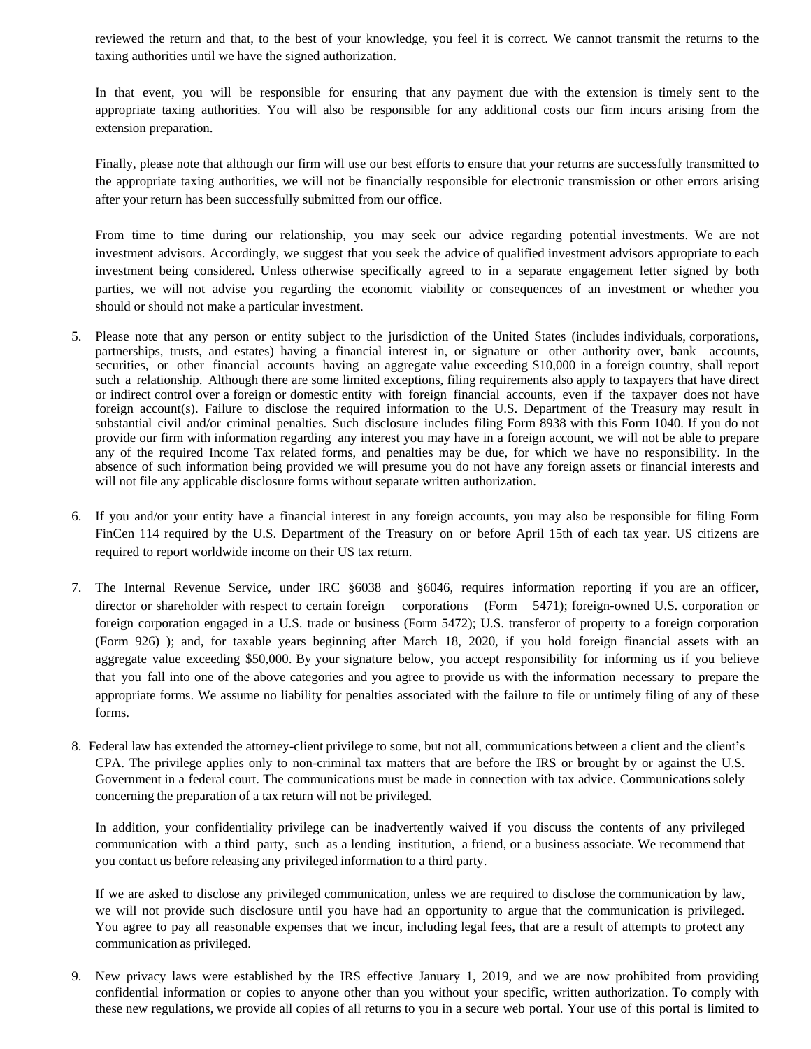reviewed the return and that, to the best of your knowledge, you feel it is correct. We cannot transmit the returns to the taxing authorities until we have the signed authorization.

In that event, you will be responsible for ensuring that any payment due with the extension is timely sent to the appropriate taxing authorities. You will also be responsible for any additional costs our firm incurs arising from the extension preparation.

Finally, please note that although our firm will use our best efforts to ensure that your returns are successfully transmitted to the appropriate taxing authorities, we will not be financially responsible for electronic transmission or other errors arising after your return has been successfully submitted from our office.

From time to time during our relationship, you may seek our advice regarding potential investments. We are not investment advisors. Accordingly, we suggest that you seek the advice of qualified investment advisors appropriate to each investment being considered. Unless otherwise specifically agreed to in a separate engagement letter signed by both parties, we will not advise you regarding the economic viability or consequences of an investment or whether you should or should not make a particular investment.

5. Please note that any person or entity subject to the jurisdiction of the United States (includes individuals, corporations, partnerships, trusts, and estates) having a financial interest in, or signature or other authority over, bank accounts, securities, or other financial accounts having an aggregate value exceeding $10,000 in a foreign country, shall report such a relationship. Although there are some limited exceptions, filing requirements also apply to taxpayers that have direct or indirect control over a foreign or domestic entity with foreign financial accounts, even if the taxpayer does not have foreign account(s). Failure to disclose the required information to the U.S. Department of the Treasury may result in substantial civil and/or criminal penalties. Such disclosure includes filing Form 8938 with this Form 1040. If you do not provide our firm with information regarding any interest you may have in a foreign account, we will not be able to prepare any of the required Income Tax related forms, and penalties may be due, for which we have no responsibility. In the absence of such information being provided we will presume you do not have any foreign assets or financial interests and will not file any applicable disclosure forms without separate written authorization.

6. If you and/or your entity have a financial interest in any foreign accounts, you may also be responsible for filing Form FinCen 114 required by the U.S. Department of the Treasury on or before April 15th of each tax year. US citizens are required to report worldwide income on their US tax return.

7. The Internal Revenue Service, under IRC §6038 and §6046, requires information reporting if you are an officer, director or shareholder with respect to certain foreign corporations (Form 5471); foreign-owned U.S. corporation or foreign corporation engaged in a U.S. trade or business (Form 5472); U.S. transferor of property to a foreign corporation (Form 926) ); and, for taxable years beginning after March 18, 2020, if you hold foreign financial assets with an aggregate value exceeding $50,000. By your signature below, you accept responsibility for informing us if you believe that you fall into one of the above categories and you agree to provide us with the information necessary to prepare the appropriate forms. We assume no liability for penalties associated with the failure to file or untimely filing of any of these forms.

8. Federal law has extended the attorney-client privilege to some, but not all, communications between a client and the client's CPA. The privilege applies only to non-criminal tax matters that are before the IRS or brought by or against the U.S. Government in a federal court. The communications must be made in connection with tax advice. Communications solely concerning the preparation of a tax return will not be privileged.

   In addition, your confidentiality privilege can be inadvertently waived if you discuss the contents of any privileged communication with a third party, such as a lending institution, a friend, or a business associate. We recommend that you contact us before releasing any privileged information to a third party.

   If we are asked to disclose any privileged communication, unless we are required to disclose the communication by law, we will not provide such disclosure until you have had an opportunity to argue that the communication is privileged. You agree to pay all reasonable expenses that we incur, including legal fees, that are a result of attempts to protect any communication as privileged.

9. New privacy laws were established by the IRS effective January 1, 2019, and we are now prohibited from providing confidential information or copies to anyone other than you without your specific, written authorization. To comply with these new regulations, we provide all copies of all returns to you in a secure web portal. Your use of this portal is limited to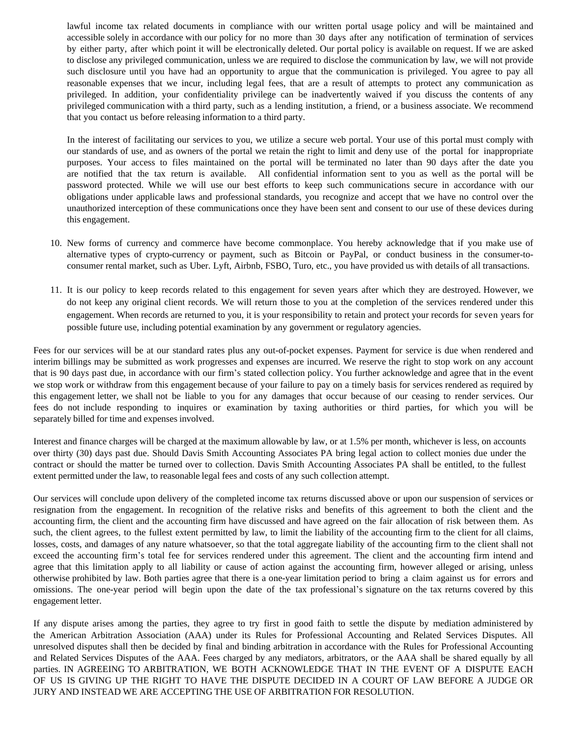lawful income tax related documents in compliance with our written portal usage policy and will be maintained and accessible solely in accordance with our policy for no more than 30 days after any notification of termination of services by either party, after which point it will be electronically deleted. Our portal policy is available on request. If we are asked to disclose any privileged communication, unless we are required to disclose the communication by law, we will not provide such disclosure until you have had an opportunity to argue that the communication is privileged. You agree to pay all reasonable expenses that we incur, including legal fees, that are a result of attempts to protect any communication as privileged. In addition, your confidentiality privilege can be inadvertently waived if you discuss the contents of any privileged communication with a third party, such as a lending institution, a friend, or a business associate. We recommend that you contact us before releasing information to a third party.

In the interest of facilitating our services to you, we utilize a secure web portal. Your use of this portal must comply with our standards of use, and as owners of the portal we retain the right to limit and deny use of the portal for inappropriate purposes. Your access to files maintained on the portal will be terminated no later than 90 days after the date you are notified that the tax return is available. All confidential information sent to you as well as the portal will be password protected. While we will use our best efforts to keep such communications secure in accordance with our obligations under applicable laws and professional standards, you recognize and accept that we have no control over the unauthorized interception of these communications once they have been sent and consent to our use of these devices during this engagement.

10. New forms of currency and commerce have become commonplace. You hereby acknowledge that if you make use of alternative types of crypto-currency or payment, such as Bitcoin or PayPal, or conduct business in the consumer-to-consumer rental market, such as Uber. Lyft, Airbnb, FSBO, Turo, etc., you have provided us with details of all transactions.

11. It is our policy to keep records related to this engagement for seven years after which they are destroyed. However, we do not keep any original client records. We will return those to you at the completion of the services rendered under this engagement. When records are returned to you, it is your responsibility to retain and protect your records for seven years for possible future use, including potential examination by any government or regulatory agencies.

Fees for our services will be at our standard rates plus any out-of-pocket expenses. Payment for service is due when rendered and interim billings may be submitted as work progresses and expenses are incurred. We reserve the right to stop work on any account that is 90 days past due, in accordance with our firm's stated collection policy. You further acknowledge and agree that in the event we stop work or withdraw from this engagement because of your failure to pay on a timely basis for services rendered as required by this engagement letter, we shall not be liable to you for any damages that occur because of our ceasing to render services. Our fees do not include responding to inquires or examination by taxing authorities or third parties, for which you will be separately billed for time and expenses involved.

Interest and finance charges will be charged at the maximum allowable by law, or at 1.5% per month, whichever is less, on accounts over thirty (30) days past due. Should Davis Smith Accounting Associates PA bring legal action to collect monies due under the contract or should the matter be turned over to collection. Davis Smith Accounting Associates PA shall be entitled, to the fullest extent permitted under the law, to reasonable legal fees and costs of any such collection attempt.

Our services will conclude upon delivery of the completed income tax returns discussed above or upon our suspension of services or resignation from the engagement. In recognition of the relative risks and benefits of this agreement to both the client and the accounting firm, the client and the accounting firm have discussed and have agreed on the fair allocation of risk between them. As such, the client agrees, to the fullest extent permitted by law, to limit the liability of the accounting firm to the client for all claims, losses, costs, and damages of any nature whatsoever, so that the total aggregate liability of the accounting firm to the client shall not exceed the accounting firm's total fee for services rendered under this agreement. The client and the accounting firm intend and agree that this limitation apply to all liability or cause of action against the accounting firm, however alleged or arising, unless otherwise prohibited by law. Both parties agree that there is a one-year limitation period to bring a claim against us for errors and omissions. The one-year period will begin upon the date of the tax professional's signature on the tax returns covered by this engagement letter.

If any dispute arises among the parties, they agree to try first in good faith to settle the dispute by mediation administered by the American Arbitration Association (AAA) under its Rules for Professional Accounting and Related Services Disputes. All unresolved disputes shall then be decided by final and binding arbitration in accordance with the Rules for Professional Accounting and Related Services Disputes of the AAA. Fees charged by any mediators, arbitrators, or the AAA shall be shared equally by all parties. IN AGREEING TO ARBITRATION, WE BOTH ACKNOWLEDGE THAT IN THE EVENT OF A DISPUTE EACH OF US IS GIVING UP THE RIGHT TO HAVE THE DISPUTE DECIDED IN A COURT OF LAW BEFORE A JUDGE OR JURY AND INSTEAD WE ARE ACCEPTING THE USE OF ARBITRATION FOR RESOLUTION.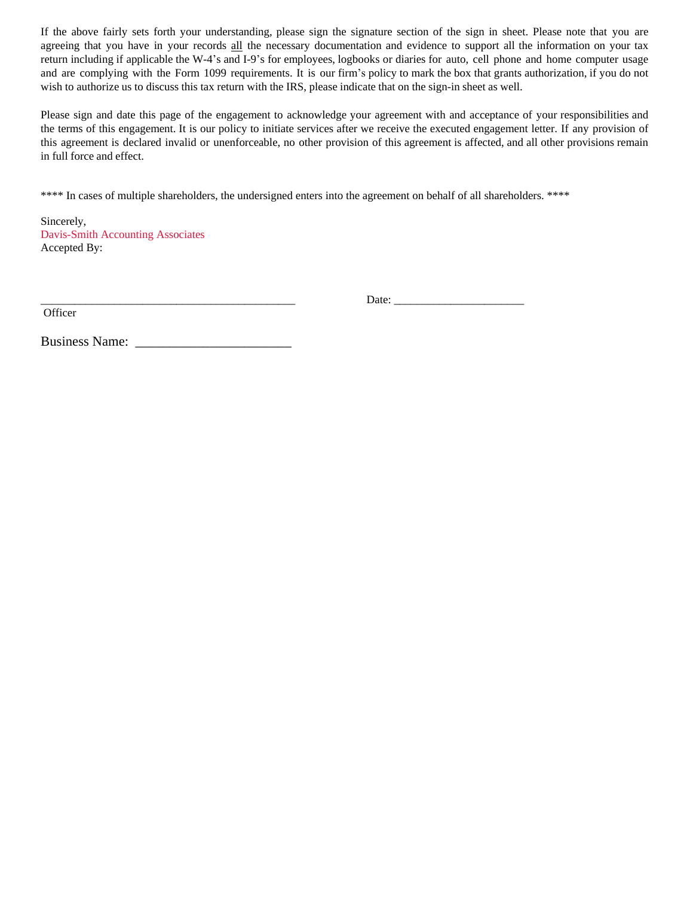If the above fairly sets forth your understanding, please sign the signature section of the sign in sheet. Please note that you are agreeing that you have in your records all the necessary documentation and evidence to support all the information on your tax return including if applicable the W-4's and I-9's for employees, logbooks or diaries for auto, cell phone and home computer usage and are complying with the Form 1099 requirements. It is our firm's policy to mark the box that grants authorization, if you do not wish to authorize us to discuss this tax return with the IRS, please indicate that on the sign-in sheet as well.

Please sign and date this page of the engagement to acknowledge your agreement with and acceptance of your responsibilities and the terms of this engagement. It is our policy to initiate services after we receive the executed engagement letter. If any provision of this agreement is declared invalid or unenforceable, no other provision of this agreement is affected, and all other provisions remain in full force and effect.

**** In cases of multiple shareholders, the undersigned enters into the agreement on behalf of all shareholders. ****

Sincerely,
Davis-Smith Accounting Associates
Accepted By:

_____________________________________________ Date: _______________________
Officer

Business Name: _______________________